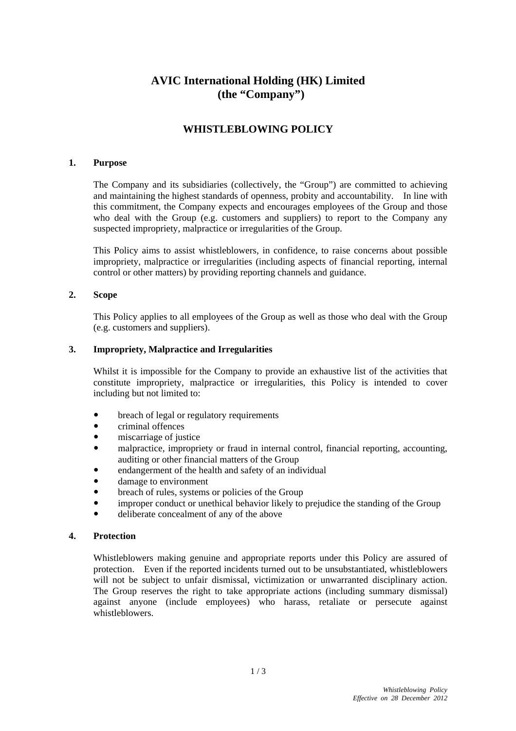# AVIC International Holding (HK) Limited
# (the "Company")

## WHISTLEBLOWING POLICY

### 1. Purpose

The Company and its subsidiaries (collectively, the "Group") are committed to achieving and maintaining the highest standards of openness, probity and accountability. In line with this commitment, the Company expects and encourages employees of the Group and those who deal with the Group (e.g. customers and suppliers) to report to the Company any suspected impropriety, malpractice or irregularities of the Group.

This Policy aims to assist whistleblowers, in confidence, to raise concerns about possible impropriety, malpractice or irregularities (including aspects of financial reporting, internal control or other matters) by providing reporting channels and guidance.

### 2. Scope

This Policy applies to all employees of the Group as well as those who deal with the Group (e.g. customers and suppliers).

### 3. Impropriety, Malpractice and Irregularities

Whilst it is impossible for the Company to provide an exhaustive list of the activities that constitute impropriety, malpractice or irregularities, this Policy is intended to cover including but not limited to:

- breach of legal or regulatory requirements
- criminal offences
- miscarriage of justice
- malpractice, impropriety or fraud in internal control, financial reporting, accounting, auditing or other financial matters of the Group
- endangerment of the health and safety of an individual
- damage to environment
- breach of rules, systems or policies of the Group
- improper conduct or unethical behavior likely to prejudice the standing of the Group
- deliberate concealment of any of the above

### 4. Protection

Whistleblowers making genuine and appropriate reports under this Policy are assured of protection. Even if the reported incidents turned out to be unsubstantiated, whistleblowers will not be subject to unfair dismissal, victimization or unwarranted disciplinary action. The Group reserves the right to take appropriate actions (including summary dismissal) against anyone (include employees) who harass, retaliate or persecute against whistleblowers.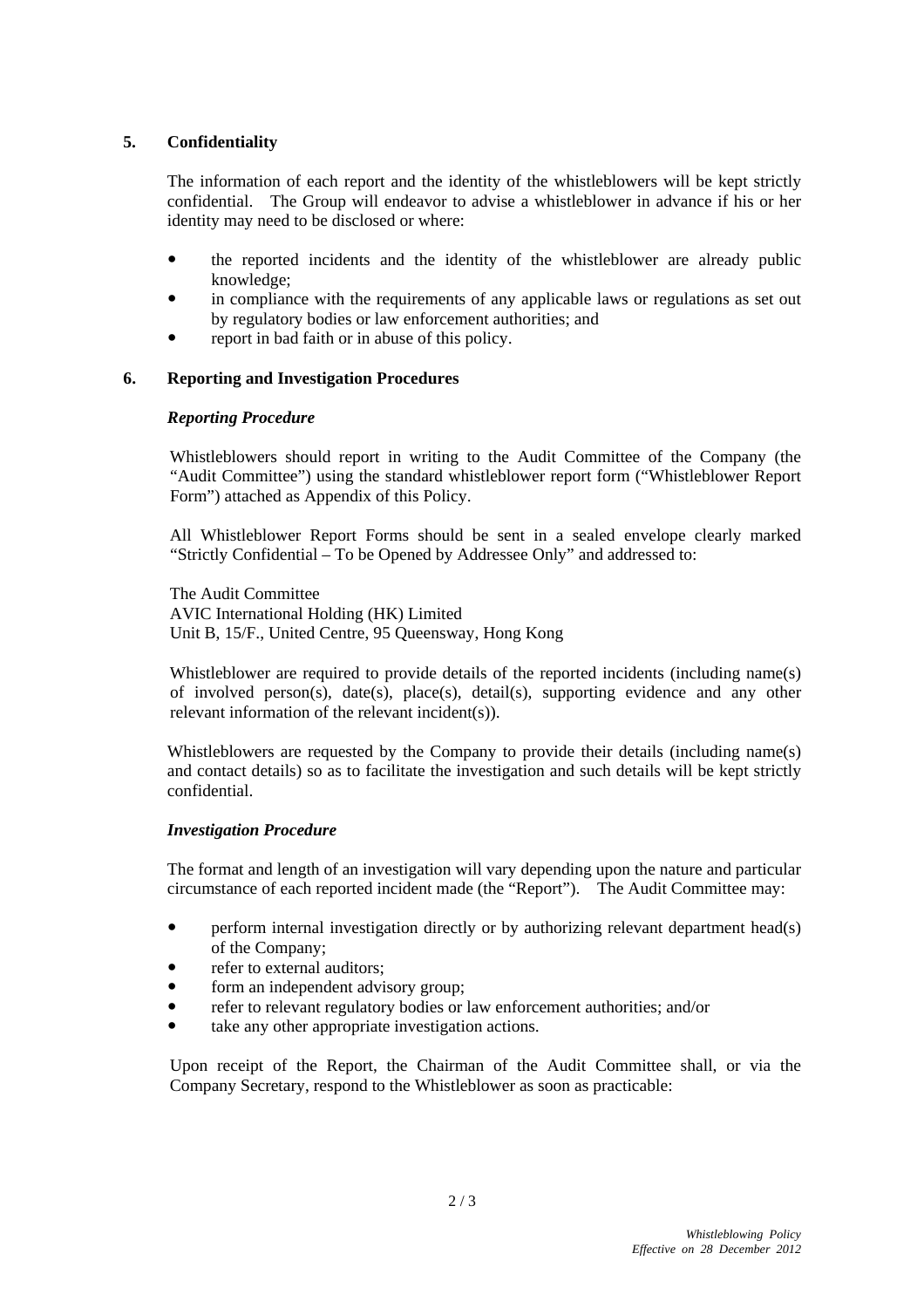## 5. Confidentiality

The information of each report and the identity of the whistleblowers will be kept strictly confidential. The Group will endeavor to advise a whistleblower in advance if his or her identity may need to be disclosed or where:

- the reported incidents and the identity of the whistleblower are already public knowledge;
- in compliance with the requirements of any applicable laws or regulations as set out by regulatory bodies or law enforcement authorities; and
- report in bad faith or in abuse of this policy.

## 6. Reporting and Investigation Procedures

### *Reporting Procedure*

Whistleblowers should report in writing to the Audit Committee of the Company (the "Audit Committee") using the standard whistleblower report form ("Whistleblower Report Form") attached as Appendix of this Policy.

All Whistleblower Report Forms should be sent in a sealed envelope clearly marked "Strictly Confidential – To be Opened by Addressee Only" and addressed to:

The Audit Committee
AVIC International Holding (HK) Limited
Unit B, 15/F., United Centre, 95 Queensway, Hong Kong

Whistleblower are required to provide details of the reported incidents (including name(s) of involved person(s), date(s), place(s), detail(s), supporting evidence and any other relevant information of the relevant incident(s)).

Whistleblowers are requested by the Company to provide their details (including name(s) and contact details) so as to facilitate the investigation and such details will be kept strictly confidential.

### *Investigation Procedure*

The format and length of an investigation will vary depending upon the nature and particular circumstance of each reported incident made (the "Report"). The Audit Committee may:

- perform internal investigation directly or by authorizing relevant department head(s) of the Company;
- refer to external auditors;
- form an independent advisory group;
- refer to relevant regulatory bodies or law enforcement authorities; and/or
- take any other appropriate investigation actions.

Upon receipt of the Report, the Chairman of the Audit Committee shall, or via the Company Secretary, respond to the Whistleblower as soon as practicable: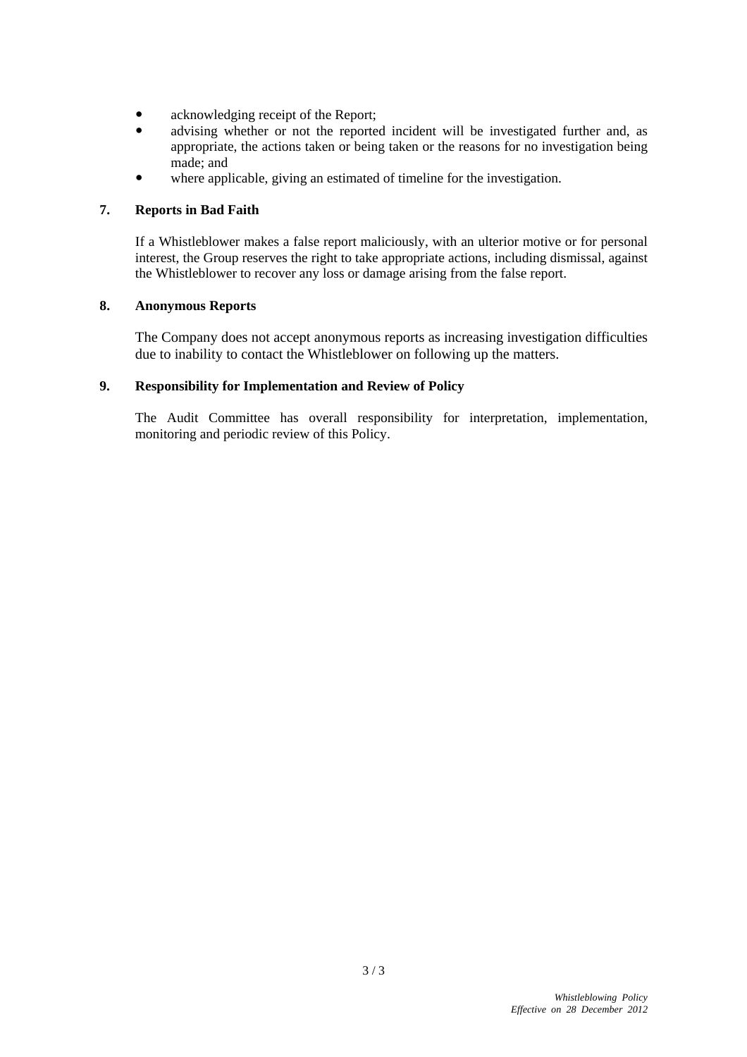- acknowledging receipt of the Report;
- advising whether or not the reported incident will be investigated further and, as appropriate, the actions taken or being taken or the reasons for no investigation being made; and
- where applicable, giving an estimated of timeline for the investigation.

**7. Reports in Bad Faith**

If a Whistleblower makes a false report maliciously, with an ulterior motive or for personal interest, the Group reserves the right to take appropriate actions, including dismissal, against the Whistleblower to recover any loss or damage arising from the false report.

**8. Anonymous Reports**

The Company does not accept anonymous reports as increasing investigation difficulties due to inability to contact the Whistleblower on following up the matters.

**9. Responsibility for Implementation and Review of Policy**

The Audit Committee has overall responsibility for interpretation, implementation, monitoring and periodic review of this Policy.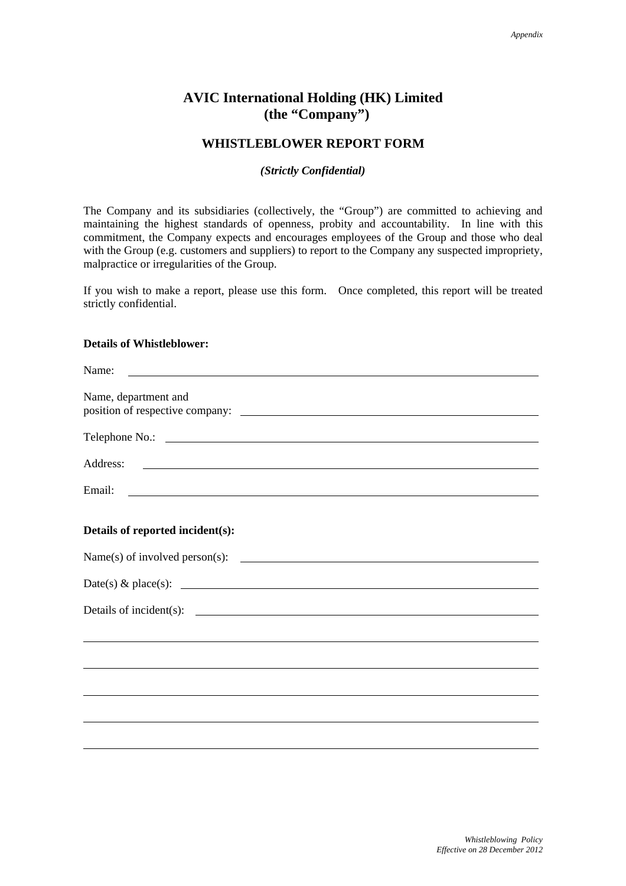*Appendix*

# AVIC International Holding (HK) Limited
# (the "Company")

## WHISTLEBLOWER REPORT FORM

***(Strictly Confidential)***

The Company and its subsidiaries (collectively, the "Group") are committed to achieving and maintaining the highest standards of openness, probity and accountability. In line with this commitment, the Company expects and encourages employees of the Group and those who deal with the Group (e.g. customers and suppliers) to report to the Company any suspected impropriety, malpractice or irregularities of the Group.

If you wish to make a report, please use this form. Once completed, this report will be treated strictly confidential.

**Details of Whistleblower:**

Name: ______________________________________________

Name, department and position of respective company: ______________________________________________

Telephone No.: ______________________________________________

Address: ______________________________________________

Email: ______________________________________________

**Details of reported incident(s):**

Name(s) of involved person(s): ______________________________________________

Date(s) & place(s): ______________________________________________

Details of incident(s): ______________________________________________

______________________________________________

______________________________________________

______________________________________________

______________________________________________

______________________________________________

*Whistleblowing Policy*
*Effective on 28 December 2012*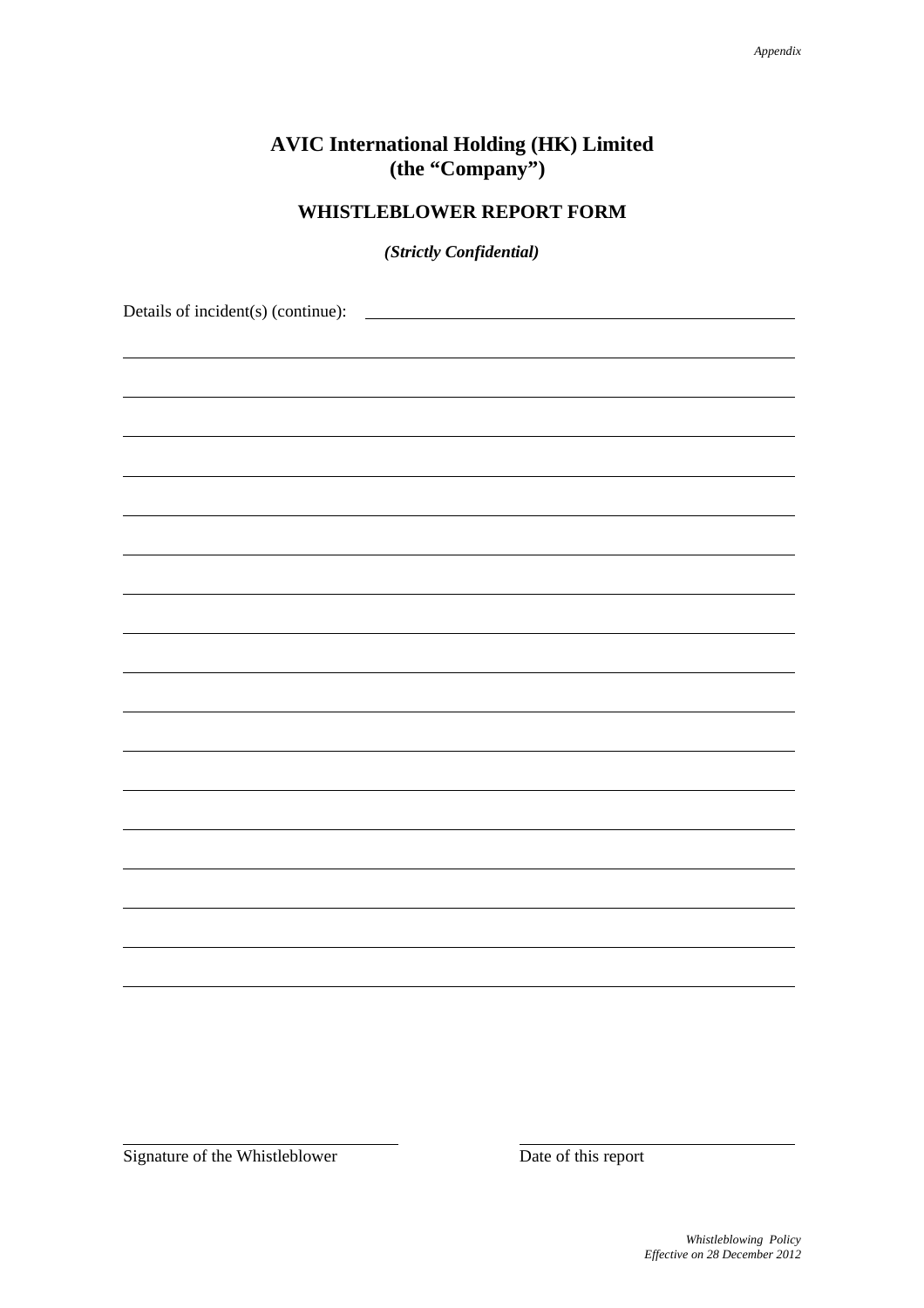# AVIC International Holding (HK) Limited
# (the "Company")

## WHISTLEBLOWER REPORT FORM

***(Strictly Confidential)***

Details of incident(s) (continue): ______________________________

______________________________________________________________

______________________________________________________________

______________________________________________________________

______________________________________________________________

______________________________________________________________

______________________________________________________________

______________________________________________________________

______________________________________________________________

______________________________________________________________

______________________________________________________________

______________________________________________________________

______________________________________________________________

______________________________________________________________

______________________________________________________________

______________________________________________________________

______________________________________________________________

______________________________ Signature of the Whistleblower

______________________________ Date of this report